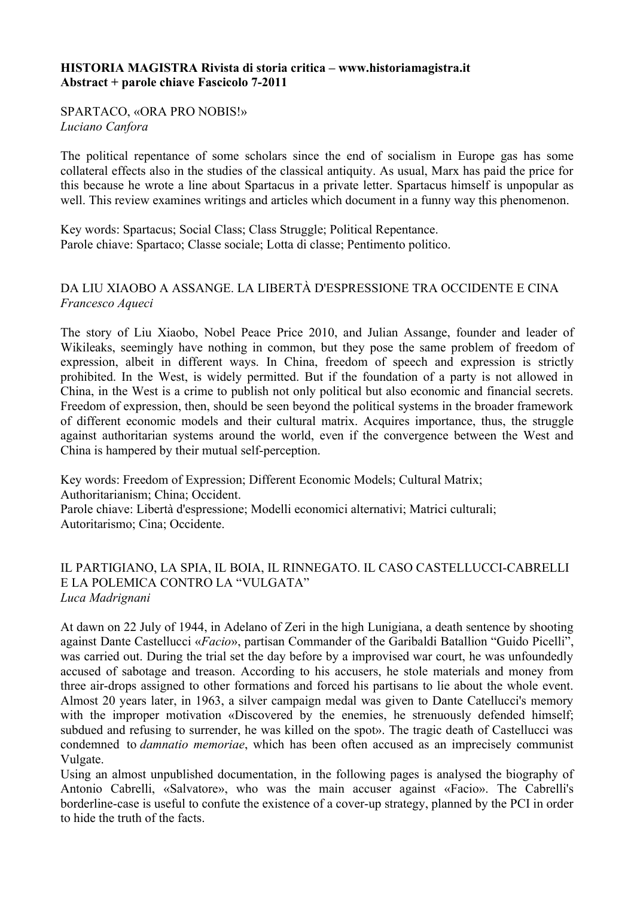**HISTORIA MAGISTRA Rivista di storia critica – www.historiamagistra.it**
**Abstract + parole chiave Fascicolo 7-2011**

SPARTACO, «ORA PRO NOBIS!»
*Luciano Canfora*

The political repentance of some scholars since the end of socialism in Europe gas has some collateral effects also in the studies of the classical antiquity. As usual, Marx has paid the price for this because he wrote a line about Spartacus in a private letter. Spartacus himself is unpopular as well. This review examines writings and articles which document in a funny way this phenomenon.

Key words: Spartacus; Social Class; Class Struggle; Political Repentance.
Parole chiave: Spartaco; Classe sociale; Lotta di classe; Pentimento politico.

DA LIU XIAOBO A ASSANGE. LA LIBERTÀ D'ESPRESSIONE TRA OCCIDENTE E CINA
*Francesco Aqueci*

The story of Liu Xiaobo, Nobel Peace Price 2010, and Julian Assange, founder and leader of Wikileaks, seemingly have nothing in common, but they pose the same problem of freedom of expression, albeit in different ways. In China, freedom of speech and expression is strictly prohibited. In the West, is widely permitted. But if the foundation of a party is not allowed in China, in the West is a crime to publish not only political but also economic and financial secrets. Freedom of expression, then, should be seen beyond the political systems in the broader framework of different economic models and their cultural matrix. Acquires importance, thus, the struggle against authoritarian systems around the world, even if the convergence between the West and China is hampered by their mutual self-perception.

Key words: Freedom of Expression; Different Economic Models; Cultural Matrix; Authoritarianism; China; Occident.
Parole chiave: Libertà d'espressione; Modelli economici alternativi; Matrici culturali; Autoritarismo; Cina; Occidente.

IL PARTIGIANO, LA SPIA, IL BOIA, IL RINNEGATO. IL CASO CASTELLUCCI-CABRELLI E LA POLEMICA CONTRO LA "VULGATA"
*Luca Madrignani*

At dawn on 22 July of 1944, in Adelano of Zeri in the high Lunigiana, a death sentence by shooting against Dante Castellucci «*Facio*», partisan Commander of the Garibaldi Batallion "Guido Picelli", was carried out. During the trial set the day before by a improvised war court, he was unfoundedly accused of sabotage and treason. According to his accusers, he stole materials and money from three air-drops assigned to other formations and forced his partisans to lie about the whole event. Almost 20 years later, in 1963, a silver campaign medal was given to Dante Catellucci's memory with the improper motivation «Discovered by the enemies, he strenuously defended himself; subdued and refusing to surrender, he was killed on the spot». The tragic death of Castellucci was condemned to *damnatio memoriae*, which has been often accused as an imprecisely communist Vulgate.
Using an almost unpublished documentation, in the following pages is analysed the biography of Antonio Cabrelli, «Salvatore», who was the main accuser against «Facio». The Cabrelli's borderline-case is useful to confute the existence of a cover-up strategy, planned by the PCI in order to hide the truth of the facts.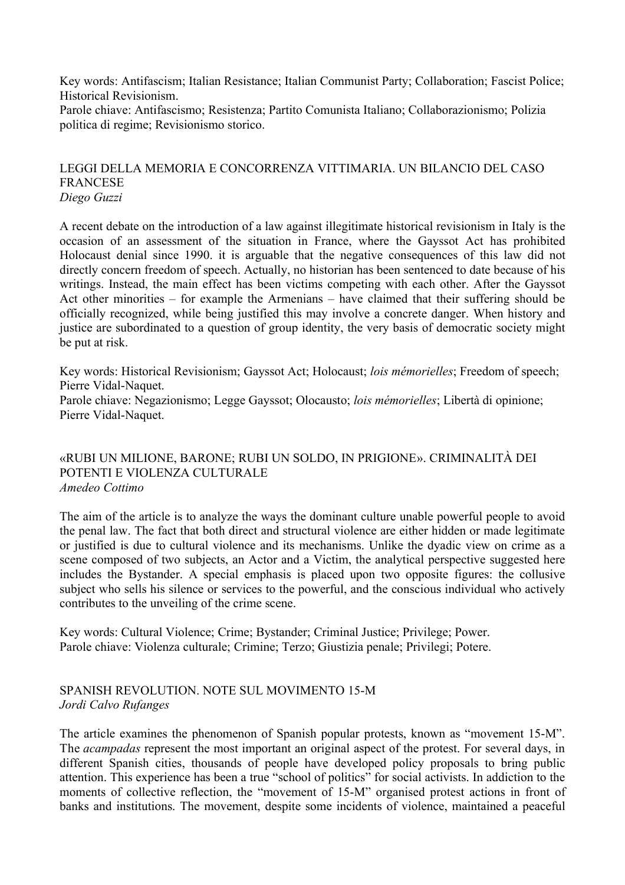Key words: Antifascism; Italian Resistance; Italian Communist Party; Collaboration; Fascist Police; Historical Revisionism.
Parole chiave: Antifascismo; Resistenza; Partito Comunista Italiano; Collaborazionismo; Polizia politica di regime; Revisionismo storico.

## LEGGI DELLA MEMORIA E CONCORRENZA VITTIMARIA. UN BILANCIO DEL CASO FRANCESE

*Diego Guzzi*

A recent debate on the introduction of a law against illegitimate historical revisionism in Italy is the occasion of an assessment of the situation in France, where the Gayssot Act has prohibited Holocaust denial since 1990. it is arguable that the negative consequences of this law did not directly concern freedom of speech. Actually, no historian has been sentenced to date because of his writings. Instead, the main effect has been victims competing with each other. After the Gayssot Act other minorities – for example the Armenians – have claimed that their suffering should be officially recognized, while being justified this may involve a concrete danger. When history and justice are subordinated to a question of group identity, the very basis of democratic society might be put at risk.

Key words: Historical Revisionism; Gayssot Act; Holocaust; *lois mémorielles*; Freedom of speech; Pierre Vidal-Naquet.
Parole chiave: Negazionismo; Legge Gayssot; Olocausto; *lois mémorielles*; Libertà di opinione; Pierre Vidal-Naquet.

## «RUBI UN MILIONE, BARONE; RUBI UN SOLDO, IN PRIGIONE». CRIMINALITÀ DEI POTENTI E VIOLENZA CULTURALE

*Amedeo Cottimo*

The aim of the article is to analyze the ways the dominant culture unable powerful people to avoid the penal law. The fact that both direct and structural violence are either hidden or made legitimate or justified is due to cultural violence and its mechanisms. Unlike the dyadic view on crime as a scene composed of two subjects, an Actor and a Victim, the analytical perspective suggested here includes the Bystander. A special emphasis is placed upon two opposite figures: the collusive subject who sells his silence or services to the powerful, and the conscious individual who actively contributes to the unveiling of the crime scene.

Key words: Cultural Violence; Crime; Bystander; Criminal Justice; Privilege; Power.
Parole chiave: Violenza culturale; Crimine; Terzo; Giustizia penale; Privilegi; Potere.

## SPANISH REVOLUTION. NOTE SUL MOVIMENTO 15-M

*Jordi Calvo Rufanges*

The article examines the phenomenon of Spanish popular protests, known as "movement 15-M". The *acampadas* represent the most important an original aspect of the protest. For several days, in different Spanish cities, thousands of people have developed policy proposals to bring public attention. This experience has been a true "school of politics" for social activists. In addiction to the moments of collective reflection, the "movement of 15-M" organised protest actions in front of banks and institutions. The movement, despite some incidents of violence, maintained a peaceful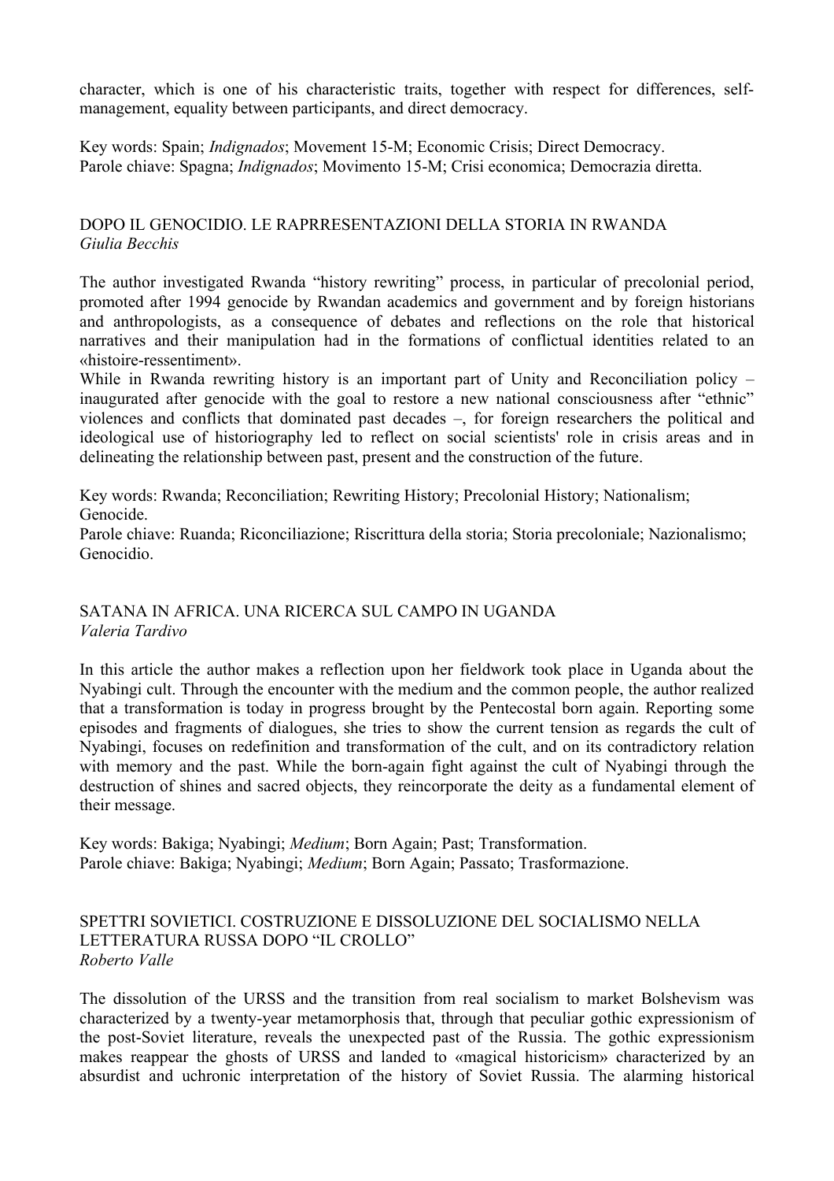character, which is one of his characteristic traits, together with respect for differences, self-management, equality between participants, and direct democracy.

Key words: Spain; *Indignados*; Movement 15-M; Economic Crisis; Direct Democracy.
Parole chiave: Spagna; *Indignados*; Movimento 15-M; Crisi economica; Democrazia diretta.

## DOPO IL GENOCIDIO. LE RAPRRESENTAZIONI DELLA STORIA IN RWANDA
*Giulia Becchis*

The author investigated Rwanda "history rewriting" process, in particular of precolonial period, promoted after 1994 genocide by Rwandan academics and government and by foreign historians and anthropologists, as a consequence of debates and reflections on the role that historical narratives and their manipulation had in the formations of conflictual identities related to an «histoire-ressentiment».
While in Rwanda rewriting history is an important part of Unity and Reconciliation policy – inaugurated after genocide with the goal to restore a new national consciousness after "ethnic" violences and conflicts that dominated past decades –, for foreign researchers the political and ideological use of historiography led to reflect on social scientists' role in crisis areas and in delineating the relationship between past, present and the construction of the future.

Key words: Rwanda; Reconciliation; Rewriting History; Precolonial History; Nationalism; Genocide.
Parole chiave: Ruanda; Riconciliazione; Riscrittura della storia; Storia precoloniale; Nazionalismo; Genocidio.

## SATANA IN AFRICA. UNA RICERCA SUL CAMPO IN UGANDA
*Valeria Tardivo*

In this article the author makes a reflection upon her fieldwork took place in Uganda about the Nyabingi cult. Through the encounter with the medium and the common people, the author realized that a transformation is today in progress brought by the Pentecostal born again. Reporting some episodes and fragments of dialogues, she tries to show the current tension as regards the cult of Nyabingi, focuses on redefinition and transformation of the cult, and on its contradictory relation with memory and the past. While the born-again fight against the cult of Nyabingi through the destruction of shines and sacred objects, they reincorporate the deity as a fundamental element of their message.

Key words: Bakiga; Nyabingi; *Medium*; Born Again; Past; Transformation.
Parole chiave: Bakiga; Nyabingi; *Medium*; Born Again; Passato; Trasformazione.

## SPETTRI SOVIETICI. COSTRUZIONE E DISSOLUZIONE DEL SOCIALISMO NELLA LETTERATURA RUSSA DOPO "IL CROLLO"
*Roberto Valle*

The dissolution of the URSS and the transition from real socialism to market Bolshevism was characterized by a twenty-year metamorphosis that, through that peculiar gothic expressionism of the post-Soviet literature, reveals the unexpected past of the Russia. The gothic expressionism makes reappear the ghosts of URSS and landed to «magical historicism» characterized by an absurdist and uchronic interpretation of the history of Soviet Russia. The alarming historical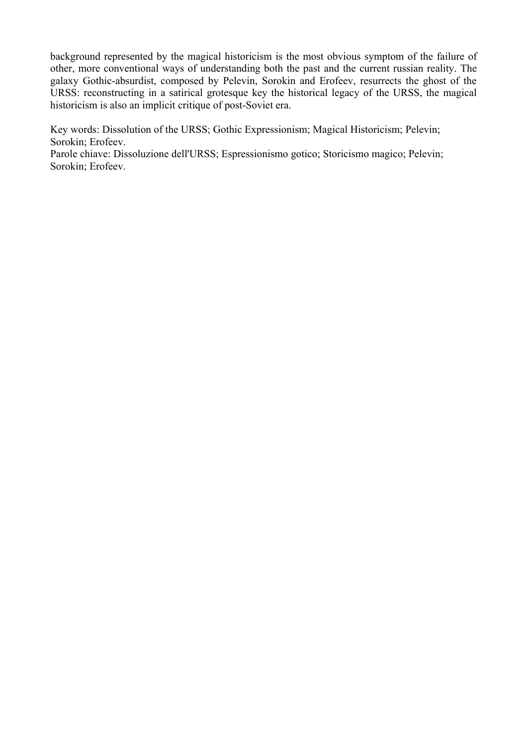background represented by the magical historicism is the most obvious symptom of the failure of other, more conventional ways of understanding both the past and the current russian reality. The galaxy Gothic-absurdist, composed by Pelevin, Sorokin and Erofeev, resurrects the ghost of the URSS: reconstructing in a satirical grotesque key the historical legacy of the URSS, the magical historicism is also an implicit critique of post-Soviet era.

Key words: Dissolution of the URSS; Gothic Expressionism; Magical Historicism; Pelevin; Sorokin; Erofeev.
Parole chiave: Dissoluzione dell'URSS; Espressionismo gotico; Storicismo magico; Pelevin; Sorokin; Erofeev.